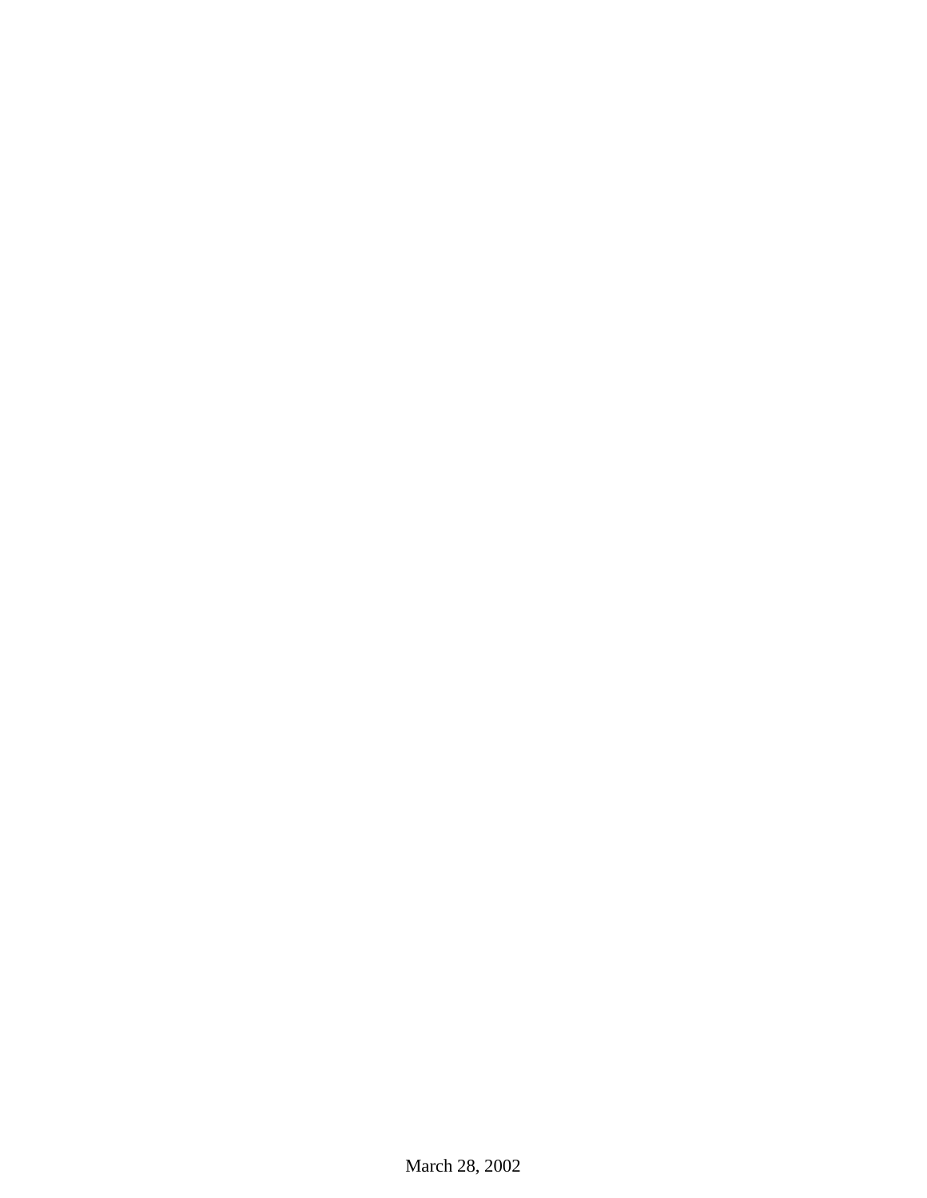March 28, 2002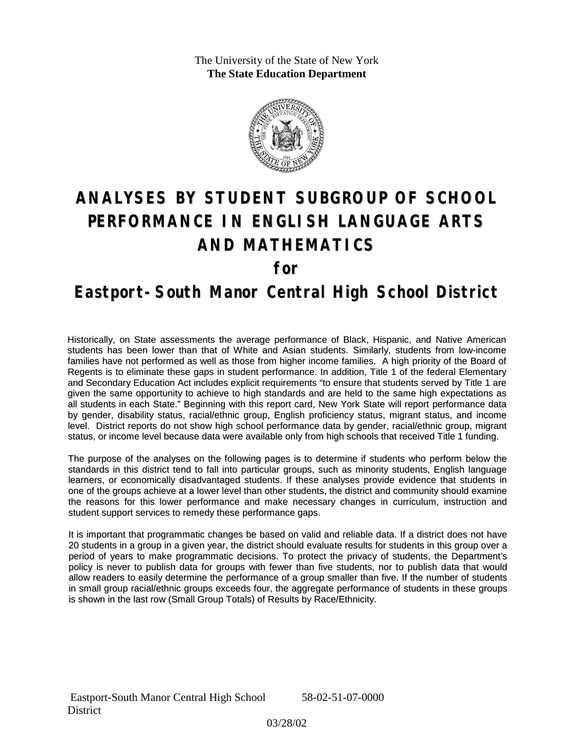The University of the State of New York
**The State Education Department**

# ANALYSES BY STUDENT SUBGROUP OF SCHOOL PERFORMANCE IN ENGLISH LANGUAGE ARTS AND MATHEMATICS

## for

# Eastport-South Manor Central High School District

Historically, on State assessments the average performance of Black, Hispanic, and Native American students has been lower than that of White and Asian students. Similarly, students from low-income families have not performed as well as those from higher income families. A high priority of the Board of Regents is to eliminate these gaps in student performance. In addition, Title 1 of the federal Elementary and Secondary Education Act includes explicit requirements "to ensure that students served by Title 1 are given the same opportunity to achieve to high standards and are held to the same high expectations as all students in each State." Beginning with this report card, New York State will report performance data by gender, disability status, racial/ethnic group, English proficiency status, migrant status, and income level. District reports do not show high school performance data by gender, racial/ethnic group, migrant status, or income level because data were available only from high schools that received Title 1 funding.

The purpose of the analyses on the following pages is to determine if students who perform below the standards in this district tend to fall into particular groups, such as minority students, English language learners, or economically disadvantaged students. If these analyses provide evidence that students in one of the groups achieve at a lower level than other students, the district and community should examine the reasons for this lower performance and make necessary changes in curriculum, instruction and student support services to remedy these performance gaps.

It is important that programmatic changes be based on valid and reliable data. If a district does not have 20 students in a group in a given year, the district should evaluate results for students in this group over a period of years to make programmatic decisions. To protect the privacy of students, the Department's policy is never to publish data for groups with fewer than five students, nor to publish data that would allow readers to easily determine the performance of a group smaller than five. If the number of students in small group racial/ethnic groups exceeds four, the aggregate performance of students in these groups is shown in the last row (Small Group Totals) of Results by Race/Ethnicity.

Eastport-South Manor Central High School District 58-02-51-07-0000

03/28/02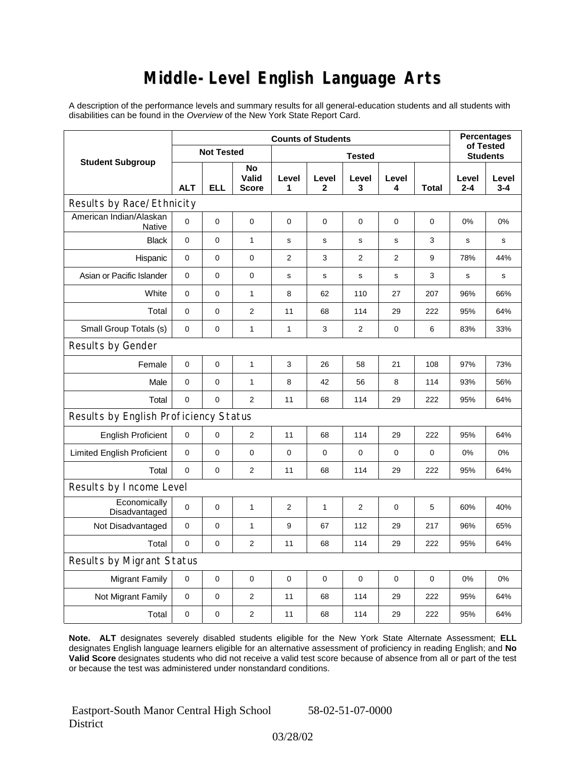# Middle-Level English Language Arts

A description of the performance levels and summary results for all general-education students and all students with disabilities can be found in the *Overview* of the New York State Report Card.

| Student Subgroup | Counts of Students | | | | | | | | Percentages of Tested Students | |
|---|---|---|---|---|---|---|---|---|---|---|
| | Not Tested | | | Tested | | | | | | |
| | ALT | ELL | No Valid Score | Level 1 | Level 2 | Level 3 | Level 4 | Total | Level 2-4 | Level 3-4 |
| **Results by Race/Ethnicity** | | | | | | | | | | |
| American Indian/Alaskan Native | 0 | 0 | 0 | 0 | 0 | 0 | 0 | 0 | 0% | 0% |
| Black | 0 | 0 | 1 | s | s | s | s | 3 | s | s |
| Hispanic | 0 | 0 | 0 | 2 | 3 | 2 | 2 | 9 | 78% | 44% |
| Asian or Pacific Islander | 0 | 0 | 0 | s | s | s | s | 3 | s | s |
| White | 0 | 0 | 1 | 8 | 62 | 110 | 27 | 207 | 96% | 66% |
| Total | 0 | 0 | 2 | 11 | 68 | 114 | 29 | 222 | 95% | 64% |
| Small Group Totals (s) | 0 | 0 | 1 | 1 | 3 | 2 | 0 | 6 | 83% | 33% |
| **Results by Gender** | | | | | | | | | | |
| Female | 0 | 0 | 1 | 3 | 26 | 58 | 21 | 108 | 97% | 73% |
| Male | 0 | 0 | 1 | 8 | 42 | 56 | 8 | 114 | 93% | 56% |
| Total | 0 | 0 | 2 | 11 | 68 | 114 | 29 | 222 | 95% | 64% |
| **Results by English Proficiency Status** | | | | | | | | | | |
| English Proficient | 0 | 0 | 2 | 11 | 68 | 114 | 29 | 222 | 95% | 64% |
| Limited English Proficient | 0 | 0 | 0 | 0 | 0 | 0 | 0 | 0 | 0% | 0% |
| Total | 0 | 0 | 2 | 11 | 68 | 114 | 29 | 222 | 95% | 64% |
| **Results by Income Level** | | | | | | | | | | |
| Economically Disadvantaged | 0 | 0 | 1 | 2 | 1 | 2 | 0 | 5 | 60% | 40% |
| Not Disadvantaged | 0 | 0 | 1 | 9 | 67 | 112 | 29 | 217 | 96% | 65% |
| Total | 0 | 0 | 2 | 11 | 68 | 114 | 29 | 222 | 95% | 64% |
| **Results by Migrant Status** | | | | | | | | | | |
| Migrant Family | 0 | 0 | 0 | 0 | 0 | 0 | 0 | 0 | 0% | 0% |
| Not Migrant Family | 0 | 0 | 2 | 11 | 68 | 114 | 29 | 222 | 95% | 64% |
| Total | 0 | 0 | 2 | 11 | 68 | 114 | 29 | 222 | 95% | 64% |

**Note. ALT** designates severely disabled students eligible for the New York State Alternate Assessment; **ELL** designates English language learners eligible for an alternative assessment of proficiency in reading English; and **No Valid Score** designates students who did not receive a valid test score because of absence from all or part of the test or because the test was administered under nonstandard conditions.

Eastport-South Manor Central High School District 58-02-51-07-0000

03/28/02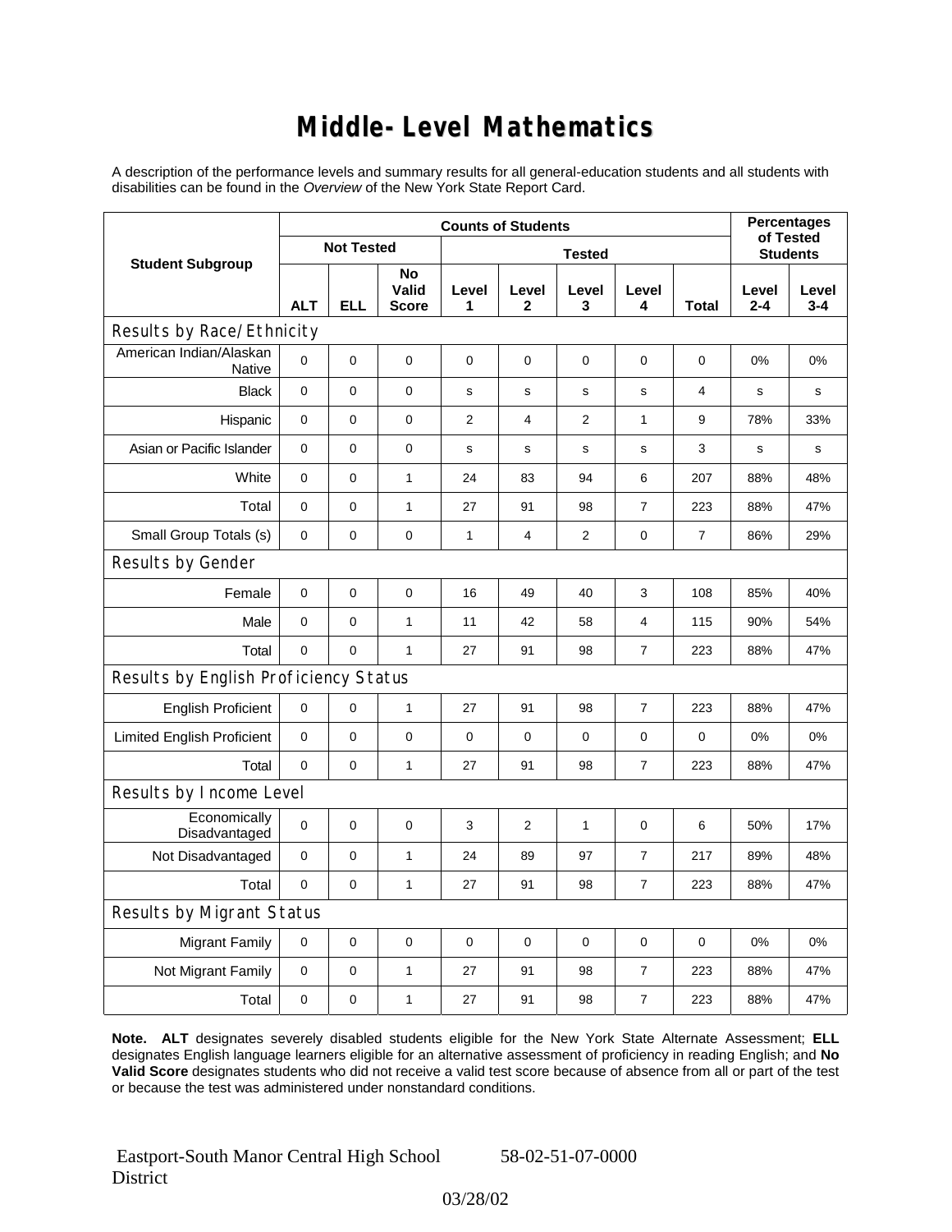# Middle-Level Mathematics

A description of the performance levels and summary results for all general-education students and all students with disabilities can be found in the *Overview* of the New York State Report Card.

| Student Subgroup | Counts of Students | | | | | | | | Percentages of Tested Students | |
|---|---|---|---|---|---|---|---|---|---|---|
| | Not Tested | | | Tested | | | | | | |
| | ALT | ELL | No Valid Score | Level 1 | Level 2 | Level 3 | Level 4 | Total | Level 2-4 | Level 3-4 |
| **Results by Race/Ethnicity** | | | | | | | | | | |
| American Indian/Alaskan Native | 0 | 0 | 0 | 0 | 0 | 0 | 0 | 0 | 0% | 0% |
| Black | 0 | 0 | 0 | s | s | s | s | 4 | s | s |
| Hispanic | 0 | 0 | 0 | 2 | 4 | 2 | 1 | 9 | 78% | 33% |
| Asian or Pacific Islander | 0 | 0 | 0 | s | s | s | s | 3 | s | s |
| White | 0 | 0 | 1 | 24 | 83 | 94 | 6 | 207 | 88% | 48% |
| Total | 0 | 0 | 1 | 27 | 91 | 98 | 7 | 223 | 88% | 47% |
| Small Group Totals (s) | 0 | 0 | 0 | 1 | 4 | 2 | 0 | 7 | 86% | 29% |
| **Results by Gender** | | | | | | | | | | |
| Female | 0 | 0 | 0 | 16 | 49 | 40 | 3 | 108 | 85% | 40% |
| Male | 0 | 0 | 1 | 11 | 42 | 58 | 4 | 115 | 90% | 54% |
| Total | 0 | 0 | 1 | 27 | 91 | 98 | 7 | 223 | 88% | 47% |
| **Results by English Proficiency Status** | | | | | | | | | | |
| English Proficient | 0 | 0 | 1 | 27 | 91 | 98 | 7 | 223 | 88% | 47% |
| Limited English Proficient | 0 | 0 | 0 | 0 | 0 | 0 | 0 | 0 | 0% | 0% |
| Total | 0 | 0 | 1 | 27 | 91 | 98 | 7 | 223 | 88% | 47% |
| **Results by Income Level** | | | | | | | | | | |
| Economically Disadvantaged | 0 | 0 | 0 | 3 | 2 | 1 | 0 | 6 | 50% | 17% |
| Not Disadvantaged | 0 | 0 | 1 | 24 | 89 | 97 | 7 | 217 | 89% | 48% |
| Total | 0 | 0 | 1 | 27 | 91 | 98 | 7 | 223 | 88% | 47% |
| **Results by Migrant Status** | | | | | | | | | | |
| Migrant Family | 0 | 0 | 0 | 0 | 0 | 0 | 0 | 0 | 0% | 0% |
| Not Migrant Family | 0 | 0 | 1 | 27 | 91 | 98 | 7 | 223 | 88% | 47% |
| Total | 0 | 0 | 1 | 27 | 91 | 98 | 7 | 223 | 88% | 47% |

**Note. ALT** designates severely disabled students eligible for the New York State Alternate Assessment; **ELL** designates English language learners eligible for an alternative assessment of proficiency in reading English; and **No Valid Score** designates students who did not receive a valid test score because of absence from all or part of the test or because the test was administered under nonstandard conditions.

Eastport-South Manor Central High School District 58-02-51-07-0000

03/28/02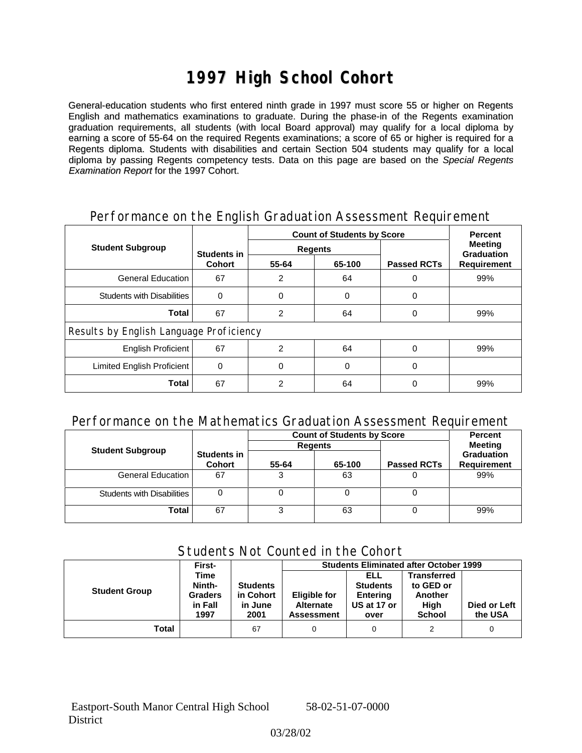# 1997 High School Cohort

General-education students who first entered ninth grade in 1997 must score 55 or higher on Regents English and mathematics examinations to graduate. During the phase-in of the Regents examination graduation requirements, all students (with local Board approval) may qualify for a local diploma by earning a score of 55-64 on the required Regents examinations; a score of 65 or higher is required for a Regents diploma. Students with disabilities and certain Section 504 students may qualify for a local diploma by passing Regents competency tests. Data on this page are based on the *Special Regents Examination Report* for the 1997 Cohort.

## Performance on the English Graduation Assessment Requirement

| Student Subgroup | Students in Cohort | Count of Students by Score | | | Percent Meeting Graduation Requirement |
|---|---|---|---|---|---|
| | | Regents 55-64 | Regents 65-100 | Passed RCTs | |
| General Education | 67 | 2 | 64 | 0 | 99% |
| Students with Disabilities | 0 | 0 | 0 | 0 | |
| **Total** | 67 | 2 | 64 | 0 | 99% |
| Results by English Language Proficiency | | | | | |
| English Proficient | 67 | 2 | 64 | 0 | 99% |
| Limited English Proficient | 0 | 0 | 0 | 0 | |
| **Total** | 67 | 2 | 64 | 0 | 99% |

## Performance on the Mathematics Graduation Assessment Requirement

| Student Subgroup | Students in Cohort | Count of Students by Score | | | Percent Meeting Graduation Requirement |
|---|---|---|---|---|---|
| | | Regents 55-64 | Regents 65-100 | Passed RCTs | |
| General Education | 67 | 3 | 63 | 0 | 99% |
| Students with Disabilities | 0 | 0 | 0 | 0 | |
| **Total** | 67 | 3 | 63 | 0 | 99% |

## Students Not Counted in the Cohort

| Student Group | First-Time Ninth-Graders in Fall 1997 | Students in Cohort in June 2001 | Students Eliminated after October 1999 | | | |
|---|---|---|---|---|---|---|
| | | | Eligible for Alternate Assessment | ELL Students Entering US at 17 or over | Transferred to GED or Another High School | Died or Left the USA |
| **Total** | | 67 | 0 | 0 | 2 | 0 |

Eastport-South Manor Central High School District 58-02-51-07-0000

03/28/02